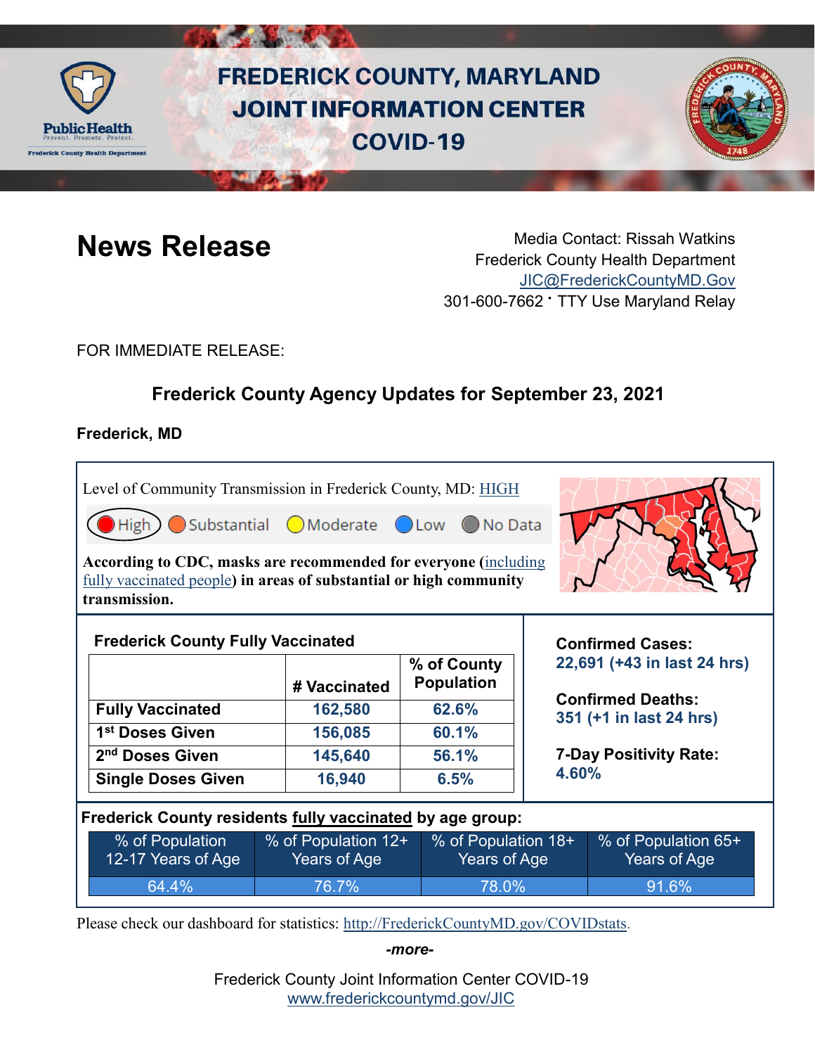# FREDERICK COUNTY, MARYLAND JOINT INFORMATION CENTER COVID-19

Public Health
Prevent. Promote. Protect.
Frederick County Health Department

## News Release

Media Contact: Rissah Watkins
Frederick County Health Department
JIC@FrederickCountyMD.Gov
301-600-7662 · TTY Use Maryland Relay

FOR IMMEDIATE RELEASE:

### Frederick County Agency Updates for September 23, 2021

**Frederick, MD**

Level of Community Transmission in Frederick County, MD: HIGH

High | Substantial | Moderate | Low | No Data

**According to CDC, masks are recommended for everyone (including fully vaccinated people) in areas of substantial or high community transmission.**

**Frederick County Fully Vaccinated**

| | # Vaccinated | % of County Population |
|---|---|---|
| **Fully Vaccinated** | **162,580** | **62.6%** |
| **1st Doses Given** | **156,085** | **60.1%** |
| **2nd Doses Given** | **145,640** | **56.1%** |
| **Single Doses Given** | **16,940** | **6.5%** |

**Confirmed Cases:**
**22,691 (+43 in last 24 hrs)**

**Confirmed Deaths:**
**351 (+1 in last 24 hrs)**

**7-Day Positivity Rate:**
**4.60%**

**Frederick County residents fully vaccinated by age group:**

| % of Population 12-17 Years of Age | % of Population 12+ Years of Age | % of Population 18+ Years of Age | % of Population 65+ Years of Age |
|---|---|---|---|
| 64.4% | 76.7% | 78.0% | 91.6% |

Please check our dashboard for statistics: http://FrederickCountyMD.gov/COVIDstats.

*-more-*

Frederick County Joint Information Center COVID-19
www.frederickcountymd.gov/JIC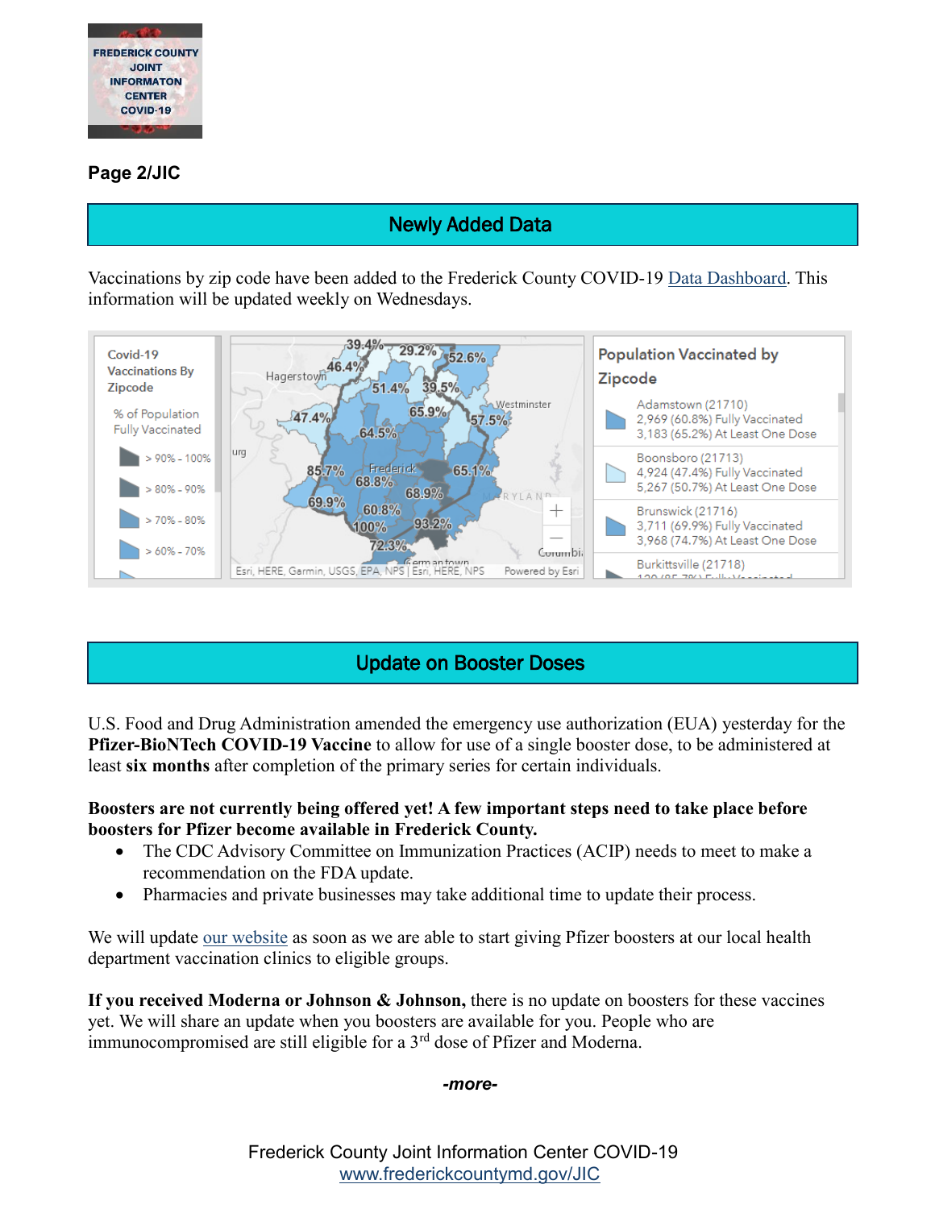## Newly Added Data

Vaccinations by zip code have been added to the Frederick County COVID-19 Data Dashboard. This information will be updated weekly on Wednesdays.

Covid-19 Vaccinations By Zipcode

% of Population Fully Vaccinated

> 90% - 100%

> 80% - 90%

> 70% - 80%

> 60% - 70%

39.4%
29.2%
52.6%
46.4%
Hagerstown
51.4%
39.5%
Westminster
47.4%
65.9%
57.5%
64.5%
85.7%
Frederick
65.1%
68.8%
68.9%
69.9%
60.8%
100%
93.2%
72.3%
Germantown

Esri, HERE, Garmin, USGS, EPA, NPS | Esri, HERE, NPS Powered by Esri

Population Vaccinated by Zipcode

Adamstown (21710)
2,969 (60.8%) Fully Vaccinated
3,183 (65.2%) At Least One Dose

Boonsboro (21713)
4,924 (47.4%) Fully Vaccinated
5,267 (50.7%) At Least One Dose

Brunswick (21716)
3,711 (69.9%) Fully Vaccinated
3,968 (74.7%) At Least One Dose

Burkittsville (21718)

## Update on Booster Doses

U.S. Food and Drug Administration amended the emergency use authorization (EUA) yesterday for the **Pfizer-BioNTech COVID-19 Vaccine** to allow for use of a single booster dose, to be administered at least **six months** after completion of the primary series for certain individuals.

**Boosters are not currently being offered yet! A few important steps need to take place before boosters for Pfizer become available in Frederick County.**

- The CDC Advisory Committee on Immunization Practices (ACIP) needs to meet to make a recommendation on the FDA update.
- Pharmacies and private businesses may take additional time to update their process.

We will update our website as soon as we are able to start giving Pfizer boosters at our local health department vaccination clinics to eligible groups.

**If you received Moderna or Johnson & Johnson,** there is no update on boosters for these vaccines yet. We will share an update when you boosters are available for you. People who are immunocompromised are still eligible for a 3rd dose of Pfizer and Moderna.

***-more-***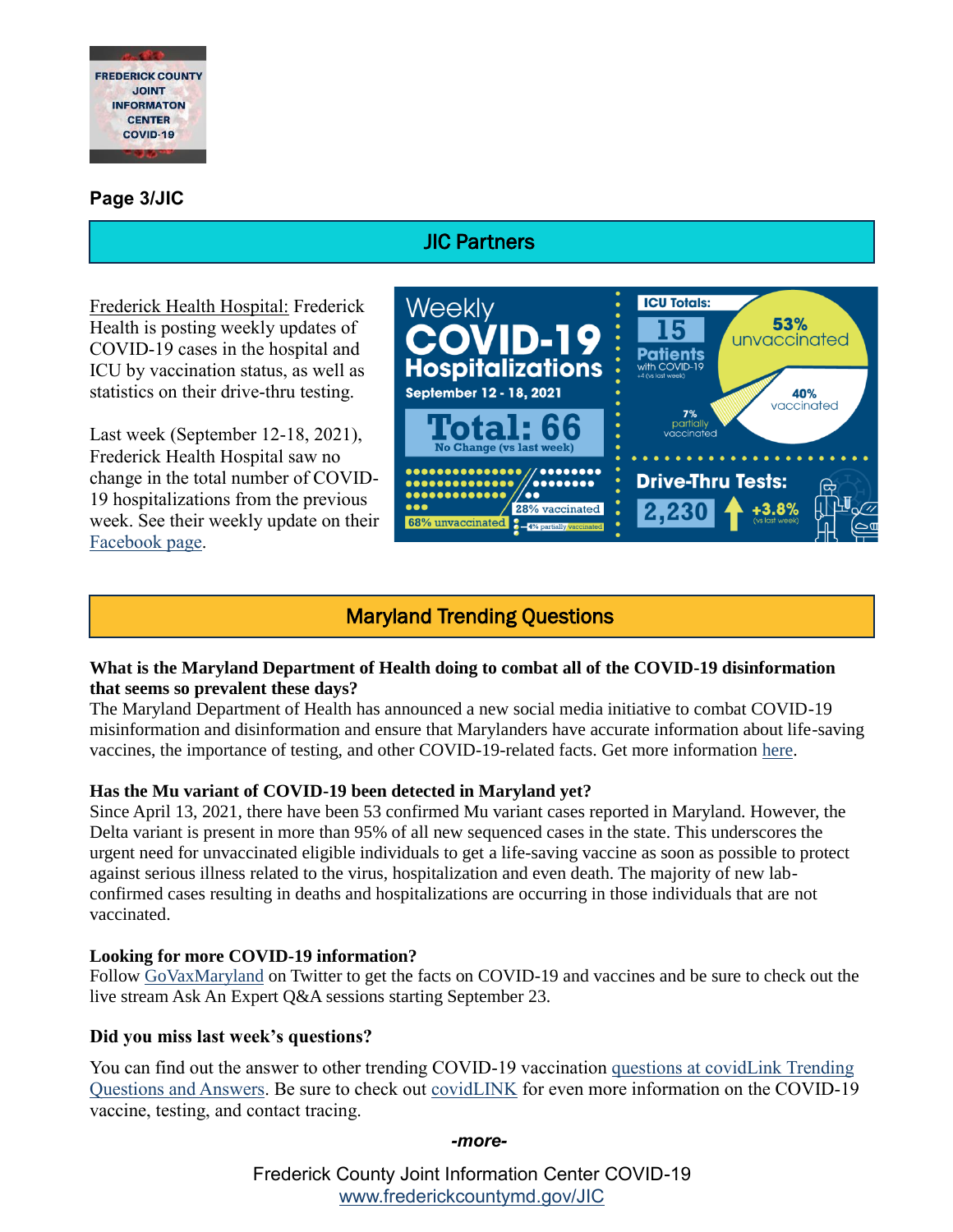**Page 3/JIC**

## JIC Partners

Frederick Health Hospital: Frederick Health is posting weekly updates of COVID-19 cases in the hospital and ICU by vaccination status, as well as statistics on their drive-thru testing.

Last week (September 12-18, 2021), Frederick Health Hospital saw no change in the total number of COVID-19 hospitalizations from the previous week. See their weekly update on their Facebook page.

Weekly COVID-19 Hospitalizations
September 12 - 18, 2021
Total: 66
No Change (vs last week)
28% vaccinated
68% unvaccinated
4% partially vaccinated
ICU Totals:
15 Patients with COVID-19
+4 (vs last week)
53% unvaccinated
40% vaccinated
7% partially vaccinated
Drive-Thru Tests:
2,230
+3.8% (vs last week)

## Maryland Trending Questions

**What is the Maryland Department of Health doing to combat all of the COVID-19 disinformation that seems so prevalent these days?**
The Maryland Department of Health has announced a new social media initiative to combat COVID-19 misinformation and disinformation and ensure that Marylanders have accurate information about life-saving vaccines, the importance of testing, and other COVID-19-related facts. Get more information here.

**Has the Mu variant of COVID-19 been detected in Maryland yet?**
Since April 13, 2021, there have been 53 confirmed Mu variant cases reported in Maryland. However, the Delta variant is present in more than 95% of all new sequenced cases in the state. This underscores the urgent need for unvaccinated eligible individuals to get a life-saving vaccine as soon as possible to protect against serious illness related to the virus, hospitalization and even death. The majority of new lab-confirmed cases resulting in deaths and hospitalizations are occurring in those individuals that are not vaccinated.

**Looking for more COVID-19 information?**
Follow GoVaxMaryland on Twitter to get the facts on COVID-19 and vaccines and be sure to check out the live stream Ask An Expert Q&A sessions starting September 23.

**Did you miss last week's questions?**

You can find out the answer to other trending COVID-19 vaccination questions at covidLink Trending Questions and Answers. Be sure to check out covidLINK for even more information on the COVID-19 vaccine, testing, and contact tracing.

*-more-*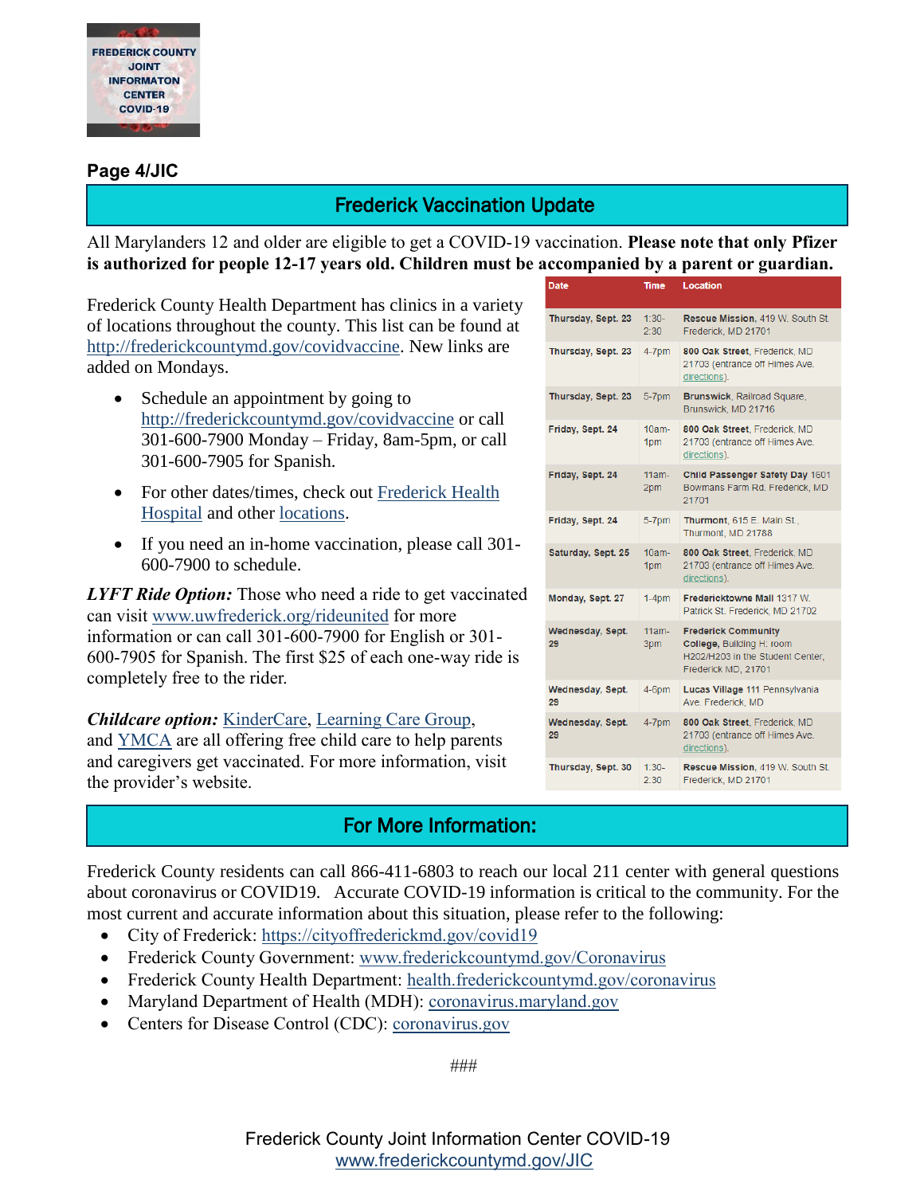FREDERICK COUNTY JOINT INFORMATON CENTER COVID-19

**Page 4/JIC**

## Frederick Vaccination Update

All Marylanders 12 and older are eligible to get a COVID-19 vaccination. **Please note that only Pfizer is authorized for people 12-17 years old. Children must be accompanied by a parent or guardian.**

Frederick County Health Department has clinics in a variety of locations throughout the county. This list can be found at http://frederickcountymd.gov/covidvaccine. New links are added on Mondays.

- Schedule an appointment by going to http://frederickcountymd.gov/covidvaccine or call 301-600-7900 Monday – Friday, 8am-5pm, or call 301-600-7905 for Spanish.
- For other dates/times, check out Frederick Health Hospital and other locations.
- If you need an in-home vaccination, please call 301-600-7900 to schedule.

***LYFT Ride Option:*** Those who need a ride to get vaccinated can visit www.uwfrederick.org/rideunited for more information or can call 301-600-7900 for English or 301-600-7905 for Spanish. The first $25 of each one-way ride is completely free to the rider.

***Childcare option:*** KinderCare, Learning Care Group, and YMCA are all offering free child care to help parents and caregivers get vaccinated. For more information, visit the provider's website.

| Date | Time | Location |
|---|---|---|
| Thursday, Sept. 23 | 1:30-2:30 | **Rescue Mission**, 419 W. South St. Frederick, MD 21701 |
| Thursday, Sept. 23 | 4-7pm | **800 Oak Street**, Frederick, MD 21703 (entrance off Himes Ave. directions). |
| Thursday, Sept. 23 | 5-7pm | **Brunswick**, Railroad Square, Brunswick, MD 21716 |
| Friday, Sept. 24 | 10am-1pm | **800 Oak Street**, Frederick, MD 21703 (entrance off Himes Ave. directions). |
| Friday, Sept. 24 | 11am-2pm | **Child Passenger Safety Day** 1601 Bowmans Farm Rd. Frederick, MD 21701 |
| Friday, Sept. 24 | 5-7pm | **Thurmont**, 615 E. Main St., Thurmont, MD 21788 |
| Saturday, Sept. 25 | 10am-1pm | **800 Oak Street**, Frederick, MD 21703 (entrance off Himes Ave. directions). |
| Monday, Sept. 27 | 1-4pm | **Fredericktowne Mall** 1317 W. Patrick St. Frederick, MD 21702 |
| Wednesday, Sept. 29 | 11am-3pm | **Frederick Community College,** Building H: room H202/H203 in the Student Center, Frederick MD, 21701 |
| Wednesday, Sept. 29 | 4-6pm | **Lucas Village** 111 Pennsylvania Ave. Frederick, MD |
| Wednesday, Sept. 29 | 4-7pm | **800 Oak Street**, Frederick, MD 21703 (entrance off Himes Ave. directions). |
| Thursday, Sept. 30 | 1:30-2:30 | **Rescue Mission**, 419 W. South St. Frederick, MD 21701 |

## For More Information:

Frederick County residents can call 866-411-6803 to reach our local 211 center with general questions about coronavirus or COVID19. Accurate COVID-19 information is critical to the community. For the most current and accurate information about this situation, please refer to the following:

- City of Frederick: https://cityoffrederickmd.gov/covid19
- Frederick County Government: www.frederickcountymd.gov/Coronavirus
- Frederick County Health Department: health.frederickcountymd.gov/coronavirus
- Maryland Department of Health (MDH): coronavirus.maryland.gov
- Centers for Disease Control (CDC): coronavirus.gov

###

Frederick County Joint Information Center COVID-19
www.frederickcountymd.gov/JIC